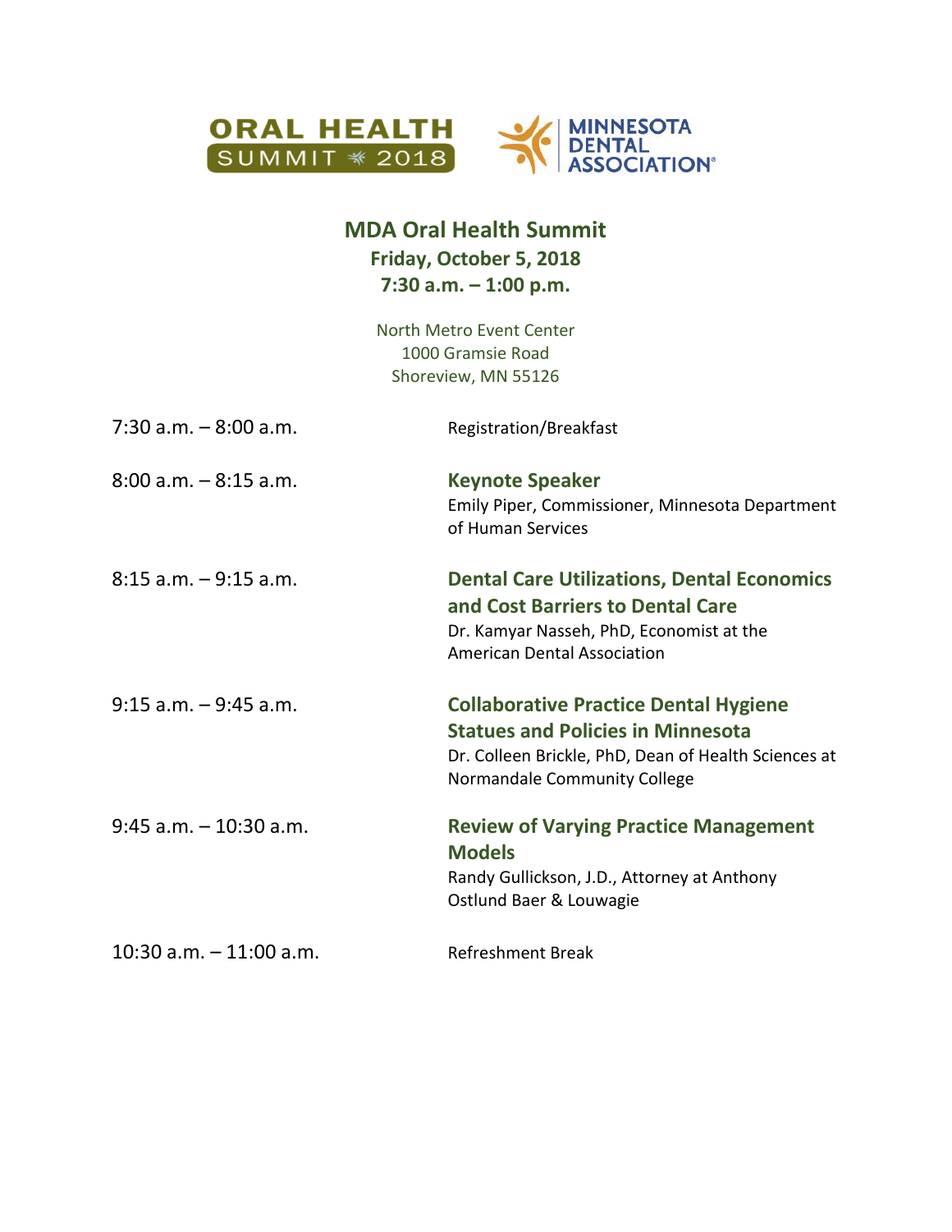ORAL HEALTH SUMMIT 2018

MINNESOTA DENTAL ASSOCIATION

# MDA Oral Health Summit

**Friday, October 5, 2018**
**7:30 a.m. – 1:00 p.m.**

North Metro Event Center
1000 Gramsie Road
Shoreview, MN 55126

| | |
|---|---|
| 7:30 a.m. – 8:00 a.m. | Registration/Breakfast |
| 8:00 a.m. – 8:15 a.m. | **Keynote Speaker**<br>Emily Piper, Commissioner, Minnesota Department of Human Services |
| 8:15 a.m. – 9:15 a.m. | **Dental Care Utilizations, Dental Economics and Cost Barriers to Dental Care**<br>Dr. Kamyar Nasseh, PhD, Economist at the American Dental Association |
| 9:15 a.m. – 9:45 a.m. | **Collaborative Practice Dental Hygiene Statues and Policies in Minnesota**<br>Dr. Colleen Brickle, PhD, Dean of Health Sciences at Normandale Community College |
| 9:45 a.m. – 10:30 a.m. | **Review of Varying Practice Management Models**<br>Randy Gullickson, J.D., Attorney at Anthony Ostlund Baer & Louwagie |
| 10:30 a.m. – 11:00 a.m. | Refreshment Break |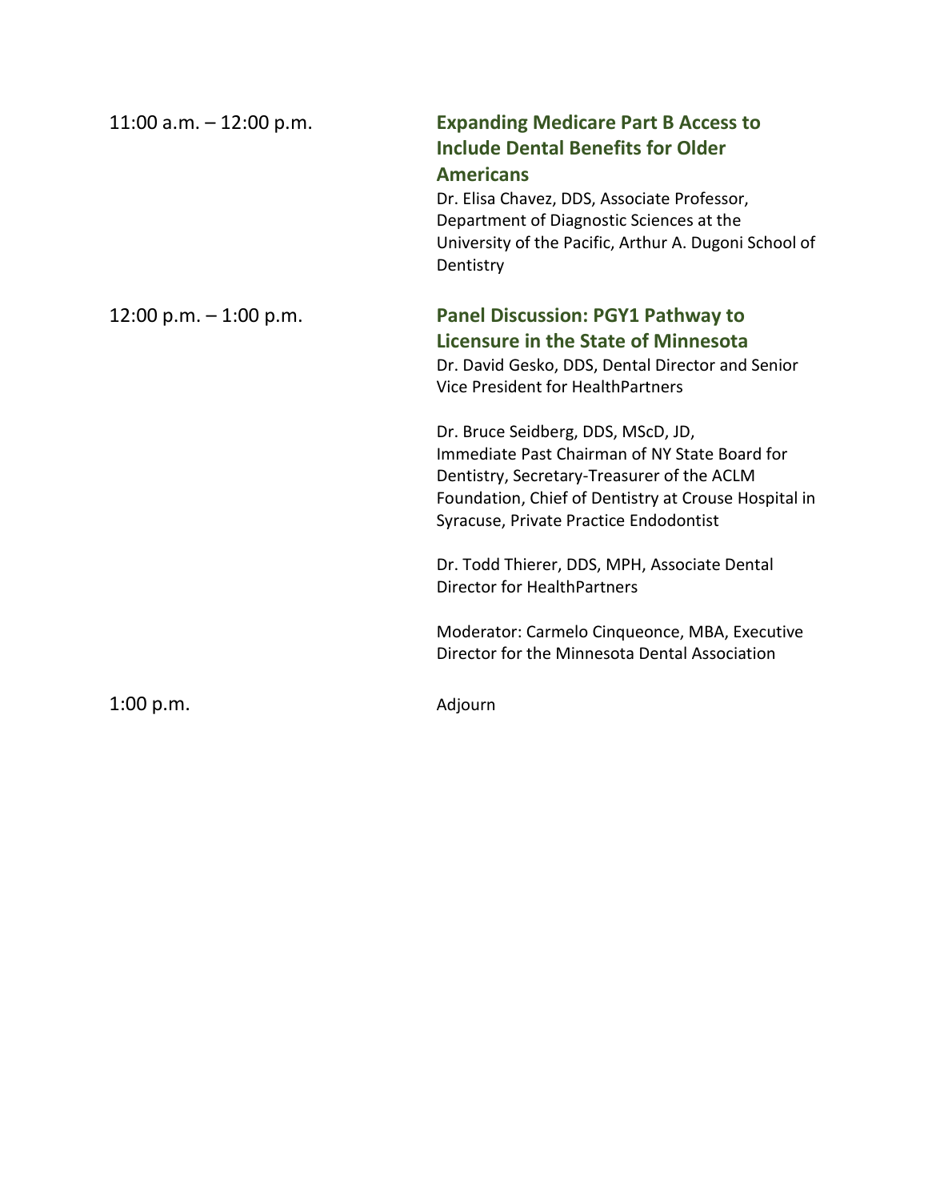11:00 a.m. – 12:00 p.m.

**Expanding Medicare Part B Access to Include Dental Benefits for Older Americans**

Dr. Elisa Chavez, DDS, Associate Professor, Department of Diagnostic Sciences at the University of the Pacific, Arthur A. Dugoni School of Dentistry

12:00 p.m. – 1:00 p.m.

**Panel Discussion: PGY1 Pathway to Licensure in the State of Minnesota**

Dr. David Gesko, DDS, Dental Director and Senior Vice President for HealthPartners

Dr. Bruce Seidberg, DDS, MScD, JD, Immediate Past Chairman of NY State Board for Dentistry, Secretary-Treasurer of the ACLM Foundation, Chief of Dentistry at Crouse Hospital in Syracuse, Private Practice Endodontist

Dr. Todd Thierer, DDS, MPH, Associate Dental Director for HealthPartners

Moderator: Carmelo Cinqueonce, MBA, Executive Director for the Minnesota Dental Association

1:00 p.m.

Adjourn